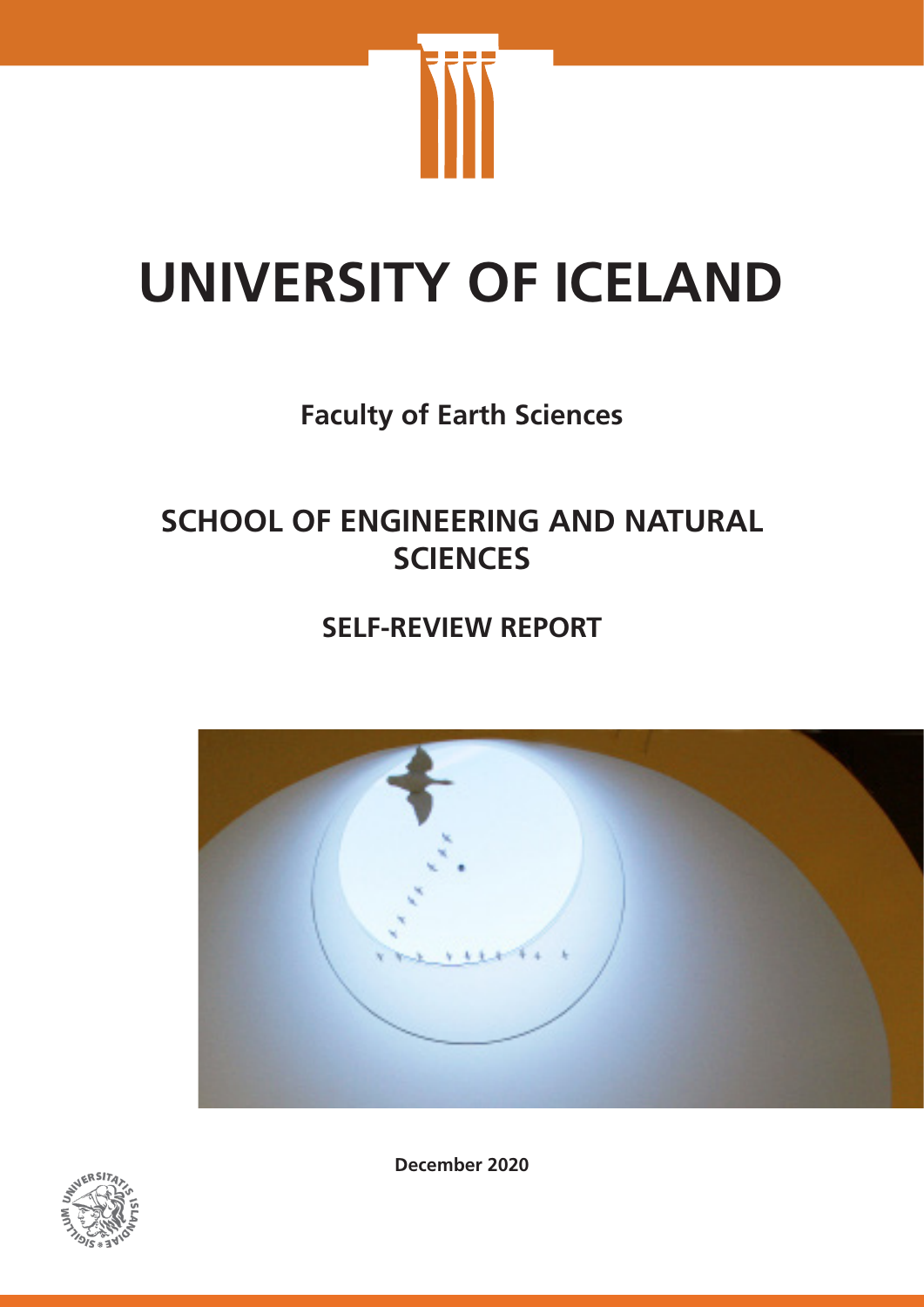# UNIVERSITY OF ICELAND

**Faculty of Earth Sciences**

## SCHOOL OF ENGINEERING AND NATURAL SCIENCES

### SELF-REVIEW REPORT

**December 2020**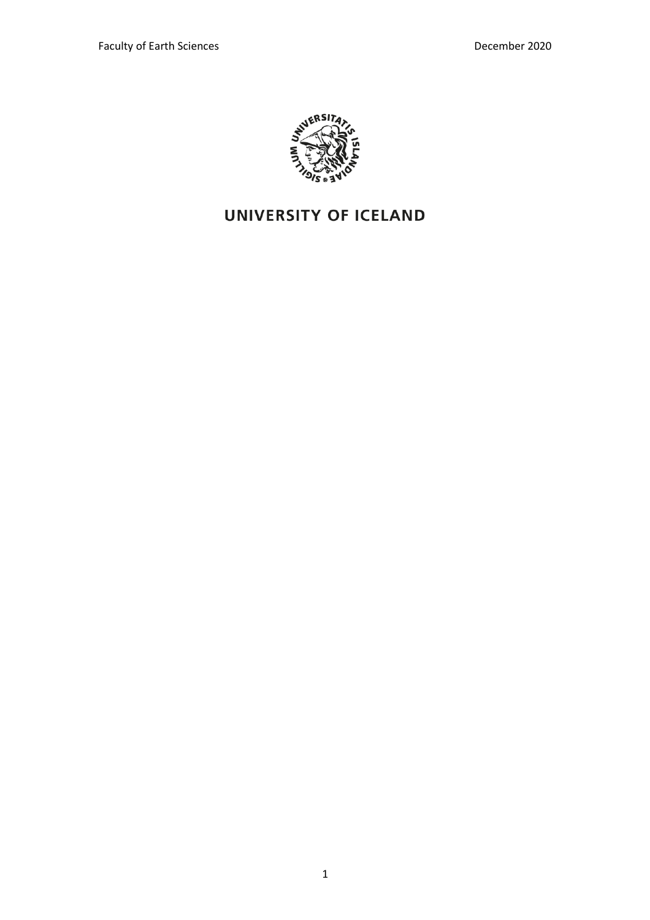UNIVERSITY OF ICELAND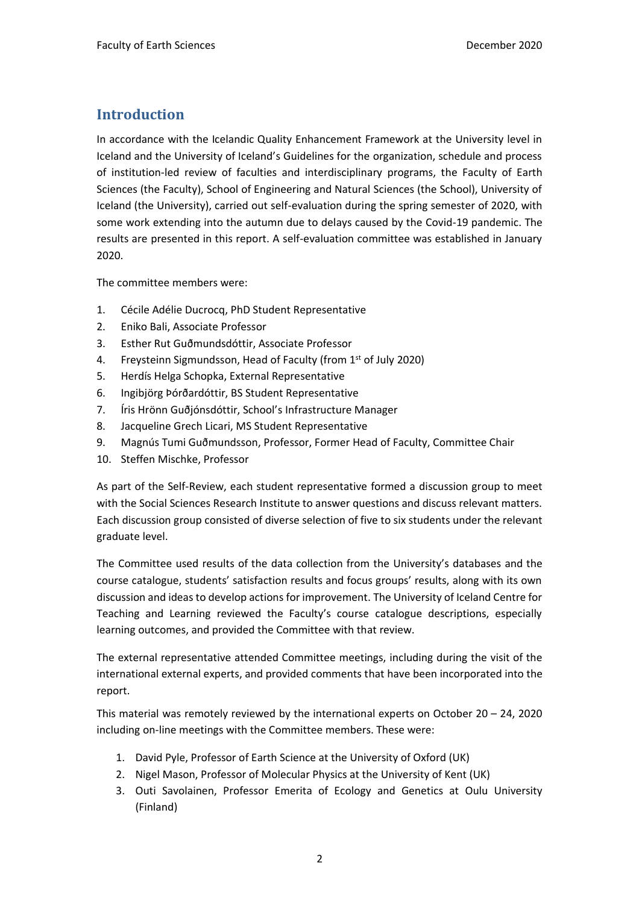## Introduction

In accordance with the Icelandic Quality Enhancement Framework at the University level in Iceland and the University of Iceland's Guidelines for the organization, schedule and process of institution-led review of faculties and interdisciplinary programs, the Faculty of Earth Sciences (the Faculty), School of Engineering and Natural Sciences (the School), University of Iceland (the University), carried out self-evaluation during the spring semester of 2020, with some work extending into the autumn due to delays caused by the Covid-19 pandemic. The results are presented in this report. A self-evaluation committee was established in January 2020.

The committee members were:

1. Cécile Adélie Ducrocq, PhD Student Representative
2. Eniko Bali, Associate Professor
3. Esther Rut Guðmundsdóttir, Associate Professor
4. Freysteinn Sigmundsson, Head of Faculty (from 1st of July 2020)
5. Herdís Helga Schopka, External Representative
6. Ingibjörg Þórðardóttir, BS Student Representative
7. Íris Hrönn Guðjónsdóttir, School's Infrastructure Manager
8. Jacqueline Grech Licari, MS Student Representative
9. Magnús Tumi Guðmundsson, Professor, Former Head of Faculty, Committee Chair
10. Steffen Mischke, Professor

As part of the Self-Review, each student representative formed a discussion group to meet with the Social Sciences Research Institute to answer questions and discuss relevant matters. Each discussion group consisted of diverse selection of five to six students under the relevant graduate level.

The Committee used results of the data collection from the University's databases and the course catalogue, students' satisfaction results and focus groups' results, along with its own discussion and ideas to develop actions for improvement. The University of Iceland Centre for Teaching and Learning reviewed the Faculty's course catalogue descriptions, especially learning outcomes, and provided the Committee with that review.

The external representative attended Committee meetings, including during the visit of the international external experts, and provided comments that have been incorporated into the report.

This material was remotely reviewed by the international experts on October 20 – 24, 2020 including on-line meetings with the Committee members. These were:

1. David Pyle, Professor of Earth Science at the University of Oxford (UK)
2. Nigel Mason, Professor of Molecular Physics at the University of Kent (UK)
3. Outi Savolainen, Professor Emerita of Ecology and Genetics at Oulu University (Finland)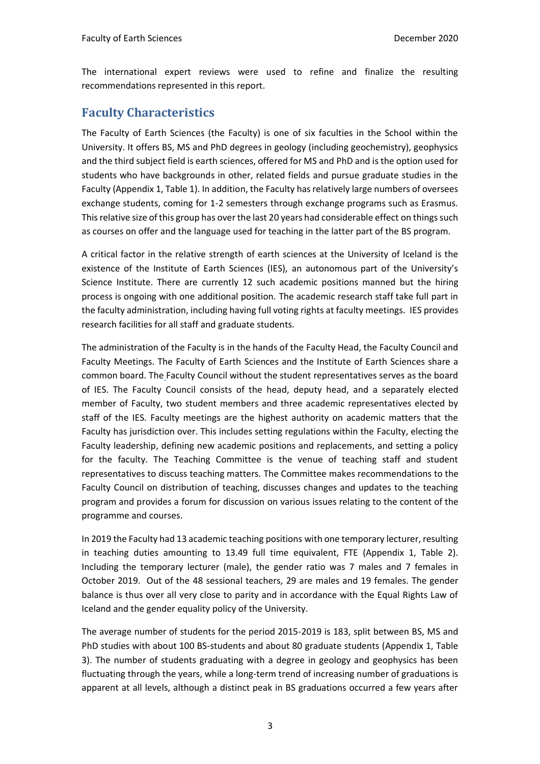The international expert reviews were used to refine and finalize the resulting recommendations represented in this report.

## Faculty Characteristics

The Faculty of Earth Sciences (the Faculty) is one of six faculties in the School within the University. It offers BS, MS and PhD degrees in geology (including geochemistry), geophysics and the third subject field is earth sciences, offered for MS and PhD and is the option used for students who have backgrounds in other, related fields and pursue graduate studies in the Faculty (Appendix 1, Table 1). In addition, the Faculty has relatively large numbers of oversees exchange students, coming for 1-2 semesters through exchange programs such as Erasmus. This relative size of this group has over the last 20 years had considerable effect on things such as courses on offer and the language used for teaching in the latter part of the BS program.

A critical factor in the relative strength of earth sciences at the University of Iceland is the existence of the Institute of Earth Sciences (IES), an autonomous part of the University's Science Institute. There are currently 12 such academic positions manned but the hiring process is ongoing with one additional position. The academic research staff take full part in the faculty administration, including having full voting rights at faculty meetings. IES provides research facilities for all staff and graduate students.

The administration of the Faculty is in the hands of the Faculty Head, the Faculty Council and Faculty Meetings. The Faculty of Earth Sciences and the Institute of Earth Sciences share a common board. The Faculty Council without the student representatives serves as the board of IES. The Faculty Council consists of the head, deputy head, and a separately elected member of Faculty, two student members and three academic representatives elected by staff of the IES. Faculty meetings are the highest authority on academic matters that the Faculty has jurisdiction over. This includes setting regulations within the Faculty, electing the Faculty leadership, defining new academic positions and replacements, and setting a policy for the faculty. The Teaching Committee is the venue of teaching staff and student representatives to discuss teaching matters. The Committee makes recommendations to the Faculty Council on distribution of teaching, discusses changes and updates to the teaching program and provides a forum for discussion on various issues relating to the content of the programme and courses.

In 2019 the Faculty had 13 academic teaching positions with one temporary lecturer, resulting in teaching duties amounting to 13.49 full time equivalent, FTE (Appendix 1, Table 2). Including the temporary lecturer (male), the gender ratio was 7 males and 7 females in October 2019. Out of the 48 sessional teachers, 29 are males and 19 females. The gender balance is thus over all very close to parity and in accordance with the Equal Rights Law of Iceland and the gender equality policy of the University.

The average number of students for the period 2015-2019 is 183, split between BS, MS and PhD studies with about 100 BS-students and about 80 graduate students (Appendix 1, Table 3). The number of students graduating with a degree in geology and geophysics has been fluctuating through the years, while a long-term trend of increasing number of graduations is apparent at all levels, although a distinct peak in BS graduations occurred a few years after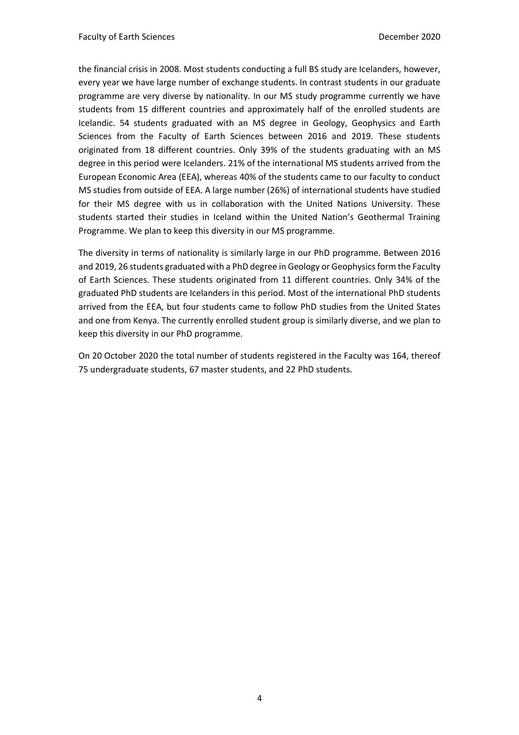the financial crisis in 2008. Most students conducting a full BS study are Icelanders, however, every year we have large number of exchange students. In contrast students in our graduate programme are very diverse by nationality. In our MS study programme currently we have students from 15 different countries and approximately half of the enrolled students are Icelandic. 54 students graduated with an MS degree in Geology, Geophysics and Earth Sciences from the Faculty of Earth Sciences between 2016 and 2019. These students originated from 18 different countries. Only 39% of the students graduating with an MS degree in this period were Icelanders. 21% of the international MS students arrived from the European Economic Area (EEA), whereas 40% of the students came to our faculty to conduct MS studies from outside of EEA. A large number (26%) of international students have studied for their MS degree with us in collaboration with the United Nations University. These students started their studies in Iceland within the United Nation's Geothermal Training Programme. We plan to keep this diversity in our MS programme.

The diversity in terms of nationality is similarly large in our PhD programme. Between 2016 and 2019, 26 students graduated with a PhD degree in Geology or Geophysics form the Faculty of Earth Sciences. These students originated from 11 different countries. Only 34% of the graduated PhD students are Icelanders in this period. Most of the international PhD students arrived from the EEA, but four students came to follow PhD studies from the United States and one from Kenya. The currently enrolled student group is similarly diverse, and we plan to keep this diversity in our PhD programme.

On 20 October 2020 the total number of students registered in the Faculty was 164, thereof 75 undergraduate students, 67 master students, and 22 PhD students.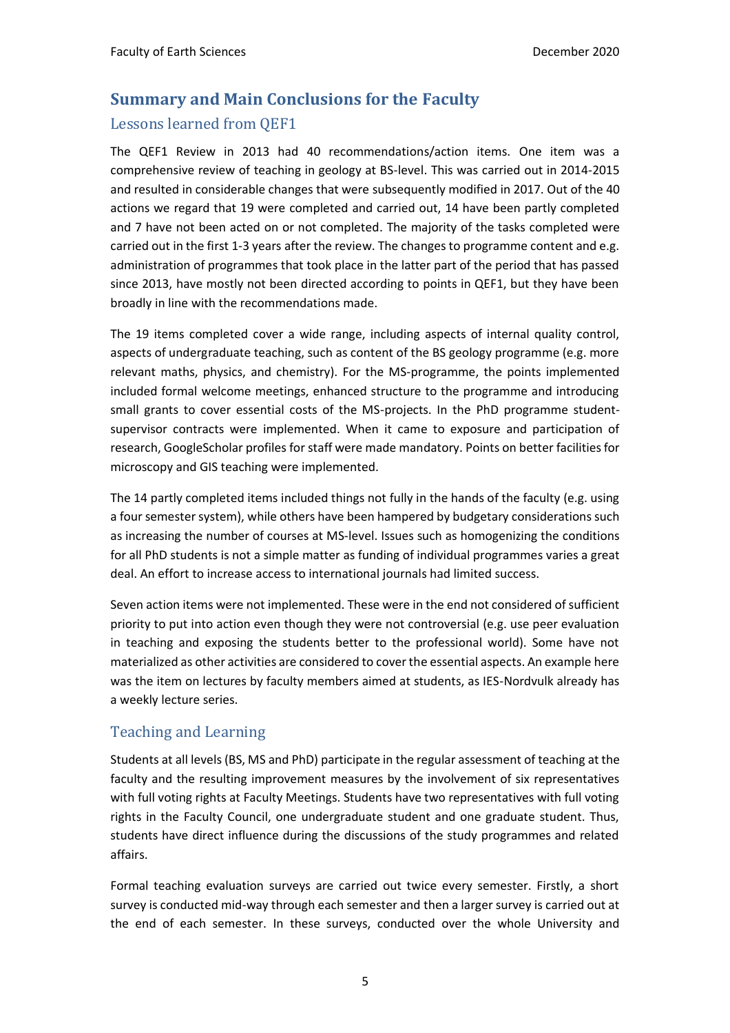## Summary and Main Conclusions for the Faculty

### Lessons learned from QEF1

The QEF1 Review in 2013 had 40 recommendations/action items. One item was a comprehensive review of teaching in geology at BS-level. This was carried out in 2014-2015 and resulted in considerable changes that were subsequently modified in 2017. Out of the 40 actions we regard that 19 were completed and carried out, 14 have been partly completed and 7 have not been acted on or not completed. The majority of the tasks completed were carried out in the first 1-3 years after the review. The changes to programme content and e.g. administration of programmes that took place in the latter part of the period that has passed since 2013, have mostly not been directed according to points in QEF1, but they have been broadly in line with the recommendations made.

The 19 items completed cover a wide range, including aspects of internal quality control, aspects of undergraduate teaching, such as content of the BS geology programme (e.g. more relevant maths, physics, and chemistry). For the MS-programme, the points implemented included formal welcome meetings, enhanced structure to the programme and introducing small grants to cover essential costs of the MS-projects. In the PhD programme student-supervisor contracts were implemented. When it came to exposure and participation of research, GoogleScholar profiles for staff were made mandatory. Points on better facilities for microscopy and GIS teaching were implemented.

The 14 partly completed items included things not fully in the hands of the faculty (e.g. using a four semester system), while others have been hampered by budgetary considerations such as increasing the number of courses at MS-level. Issues such as homogenizing the conditions for all PhD students is not a simple matter as funding of individual programmes varies a great deal. An effort to increase access to international journals had limited success.

Seven action items were not implemented. These were in the end not considered of sufficient priority to put into action even though they were not controversial (e.g. use peer evaluation in teaching and exposing the students better to the professional world). Some have not materialized as other activities are considered to cover the essential aspects. An example here was the item on lectures by faculty members aimed at students, as IES-Nordvulk already has a weekly lecture series.

### Teaching and Learning

Students at all levels (BS, MS and PhD) participate in the regular assessment of teaching at the faculty and the resulting improvement measures by the involvement of six representatives with full voting rights at Faculty Meetings. Students have two representatives with full voting rights in the Faculty Council, one undergraduate student and one graduate student. Thus, students have direct influence during the discussions of the study programmes and related affairs.

Formal teaching evaluation surveys are carried out twice every semester. Firstly, a short survey is conducted mid-way through each semester and then a larger survey is carried out at the end of each semester. In these surveys, conducted over the whole University and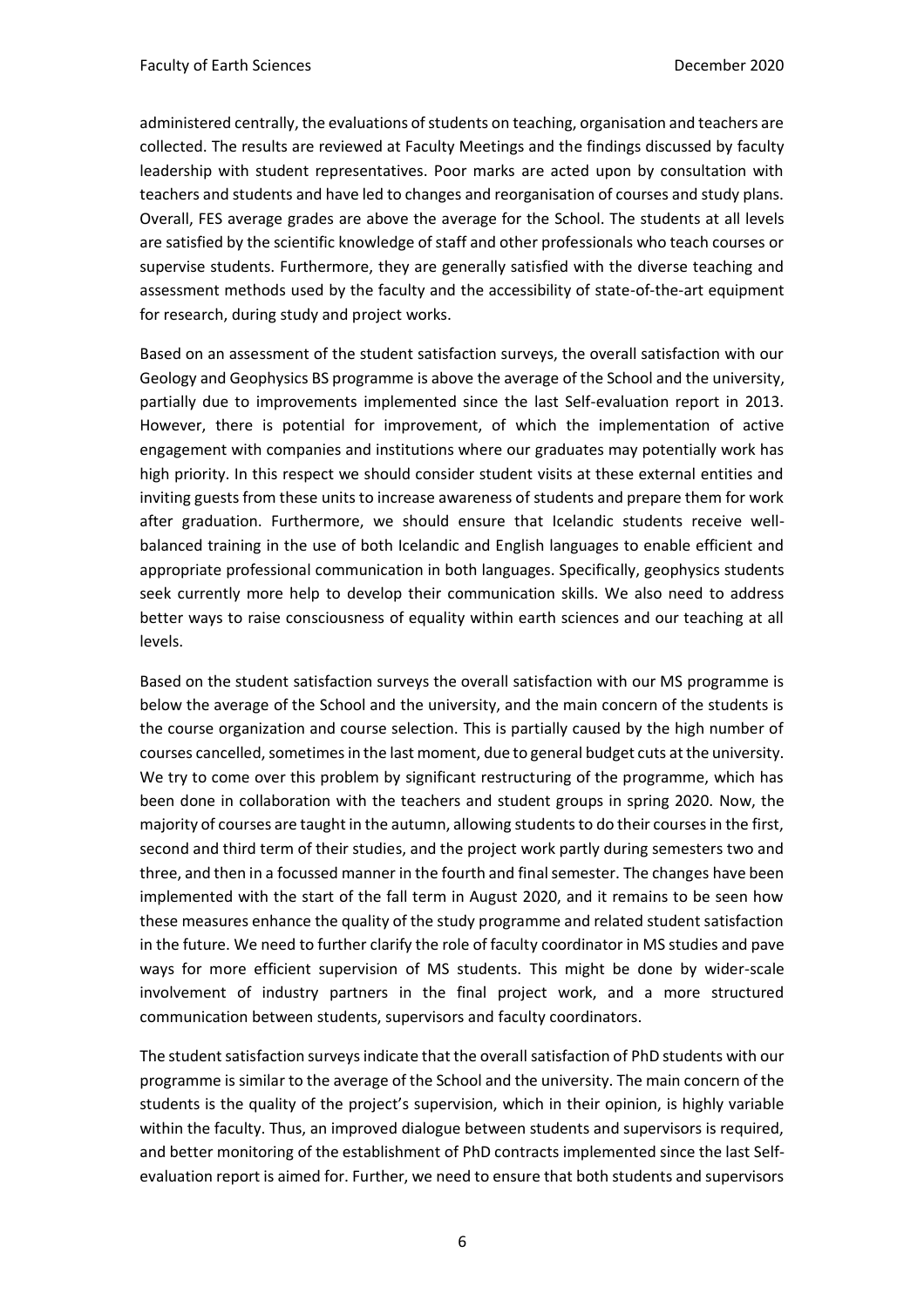administered centrally, the evaluations of students on teaching, organisation and teachers are collected. The results are reviewed at Faculty Meetings and the findings discussed by faculty leadership with student representatives. Poor marks are acted upon by consultation with teachers and students and have led to changes and reorganisation of courses and study plans. Overall, FES average grades are above the average for the School. The students at all levels are satisfied by the scientific knowledge of staff and other professionals who teach courses or supervise students. Furthermore, they are generally satisfied with the diverse teaching and assessment methods used by the faculty and the accessibility of state-of-the-art equipment for research, during study and project works.

Based on an assessment of the student satisfaction surveys, the overall satisfaction with our Geology and Geophysics BS programme is above the average of the School and the university, partially due to improvements implemented since the last Self-evaluation report in 2013. However, there is potential for improvement, of which the implementation of active engagement with companies and institutions where our graduates may potentially work has high priority. In this respect we should consider student visits at these external entities and inviting guests from these units to increase awareness of students and prepare them for work after graduation. Furthermore, we should ensure that Icelandic students receive well-balanced training in the use of both Icelandic and English languages to enable efficient and appropriate professional communication in both languages. Specifically, geophysics students seek currently more help to develop their communication skills. We also need to address better ways to raise consciousness of equality within earth sciences and our teaching at all levels.

Based on the student satisfaction surveys the overall satisfaction with our MS programme is below the average of the School and the university, and the main concern of the students is the course organization and course selection. This is partially caused by the high number of courses cancelled, sometimes in the last moment, due to general budget cuts at the university. We try to come over this problem by significant restructuring of the programme, which has been done in collaboration with the teachers and student groups in spring 2020. Now, the majority of courses are taught in the autumn, allowing students to do their courses in the first, second and third term of their studies, and the project work partly during semesters two and three, and then in a focussed manner in the fourth and final semester. The changes have been implemented with the start of the fall term in August 2020, and it remains to be seen how these measures enhance the quality of the study programme and related student satisfaction in the future. We need to further clarify the role of faculty coordinator in MS studies and pave ways for more efficient supervision of MS students. This might be done by wider-scale involvement of industry partners in the final project work, and a more structured communication between students, supervisors and faculty coordinators.

The student satisfaction surveys indicate that the overall satisfaction of PhD students with our programme is similar to the average of the School and the university. The main concern of the students is the quality of the project's supervision, which in their opinion, is highly variable within the faculty. Thus, an improved dialogue between students and supervisors is required, and better monitoring of the establishment of PhD contracts implemented since the last Self-evaluation report is aimed for. Further, we need to ensure that both students and supervisors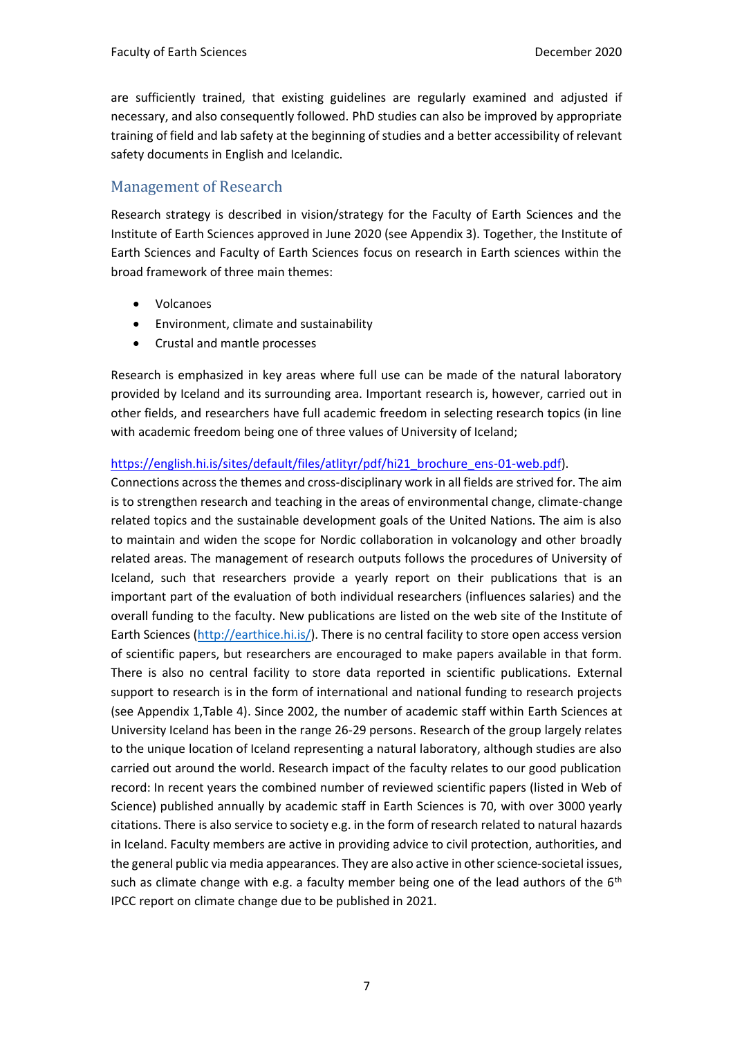are sufficiently trained, that existing guidelines are regularly examined and adjusted if necessary, and also consequently followed. PhD studies can also be improved by appropriate training of field and lab safety at the beginning of studies and a better accessibility of relevant safety documents in English and Icelandic.

## Management of Research

Research strategy is described in vision/strategy for the Faculty of Earth Sciences and the Institute of Earth Sciences approved in June 2020 (see Appendix 3). Together, the Institute of Earth Sciences and Faculty of Earth Sciences focus on research in Earth sciences within the broad framework of three main themes:

- Volcanoes
- Environment, climate and sustainability
- Crustal and mantle processes

Research is emphasized in key areas where full use can be made of the natural laboratory provided by Iceland and its surrounding area. Important research is, however, carried out in other fields, and researchers have full academic freedom in selecting research topics (in line with academic freedom being one of three values of University of Iceland;

https://english.hi.is/sites/default/files/atlityr/pdf/hi21_brochure_ens-01-web.pdf).
Connections across the themes and cross-disciplinary work in all fields are strived for. The aim is to strengthen research and teaching in the areas of environmental change, climate-change related topics and the sustainable development goals of the United Nations. The aim is also to maintain and widen the scope for Nordic collaboration in volcanology and other broadly related areas. The management of research outputs follows the procedures of University of Iceland, such that researchers provide a yearly report on their publications that is an important part of the evaluation of both individual researchers (influences salaries) and the overall funding to the faculty. New publications are listed on the web site of the Institute of Earth Sciences (http://earthice.hi.is/). There is no central facility to store open access version of scientific papers, but researchers are encouraged to make papers available in that form. There is also no central facility to store data reported in scientific publications. External support to research is in the form of international and national funding to research projects (see Appendix 1,Table 4). Since 2002, the number of academic staff within Earth Sciences at University Iceland has been in the range 26-29 persons. Research of the group largely relates to the unique location of Iceland representing a natural laboratory, although studies are also carried out around the world. Research impact of the faculty relates to our good publication record: In recent years the combined number of reviewed scientific papers (listed in Web of Science) published annually by academic staff in Earth Sciences is 70, with over 3000 yearly citations. There is also service to society e.g. in the form of research related to natural hazards in Iceland. Faculty members are active in providing advice to civil protection, authorities, and the general public via media appearances. They are also active in other science-societal issues, such as climate change with e.g. a faculty member being one of the lead authors of the 6$^{th}$ IPCC report on climate change due to be published in 2021.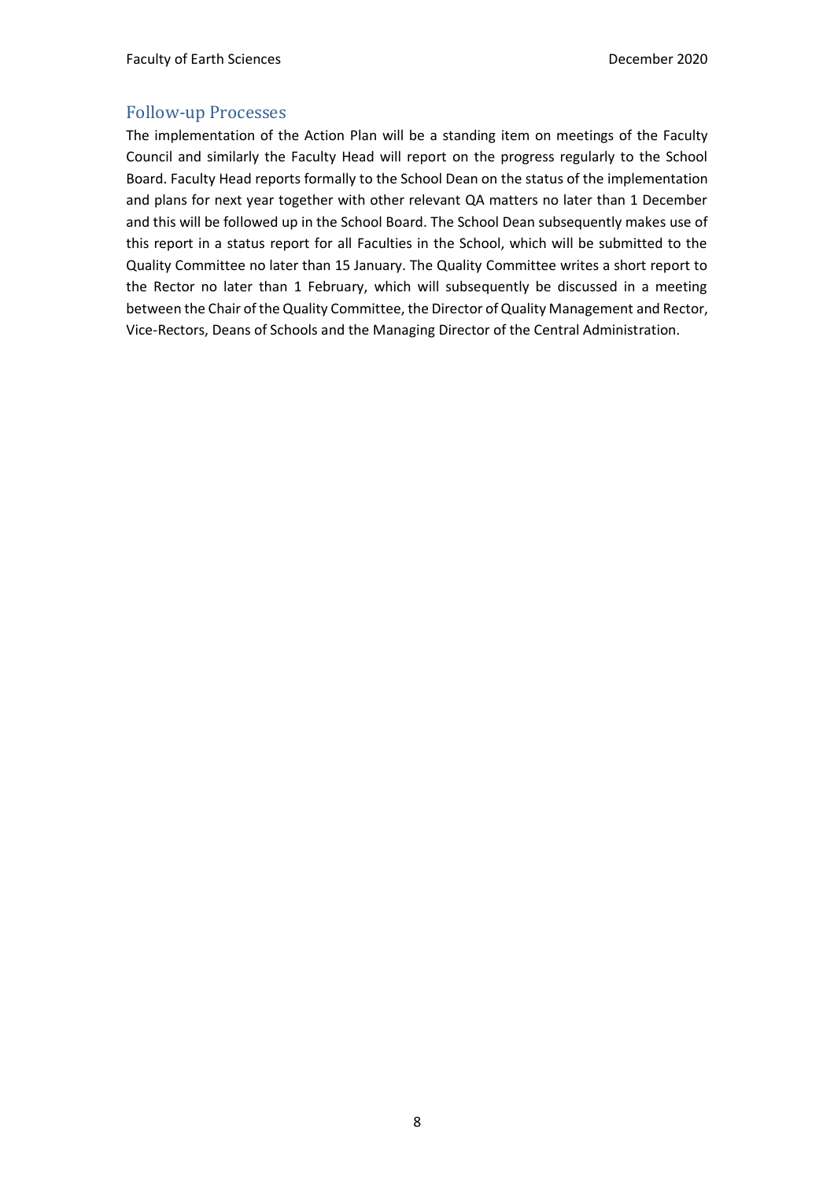## Follow-up Processes

The implementation of the Action Plan will be a standing item on meetings of the Faculty Council and similarly the Faculty Head will report on the progress regularly to the School Board. Faculty Head reports formally to the School Dean on the status of the implementation and plans for next year together with other relevant QA matters no later than 1 December and this will be followed up in the School Board. The School Dean subsequently makes use of this report in a status report for all Faculties in the School, which will be submitted to the Quality Committee no later than 15 January. The Quality Committee writes a short report to the Rector no later than 1 February, which will subsequently be discussed in a meeting between the Chair of the Quality Committee, the Director of Quality Management and Rector, Vice-Rectors, Deans of Schools and the Managing Director of the Central Administration.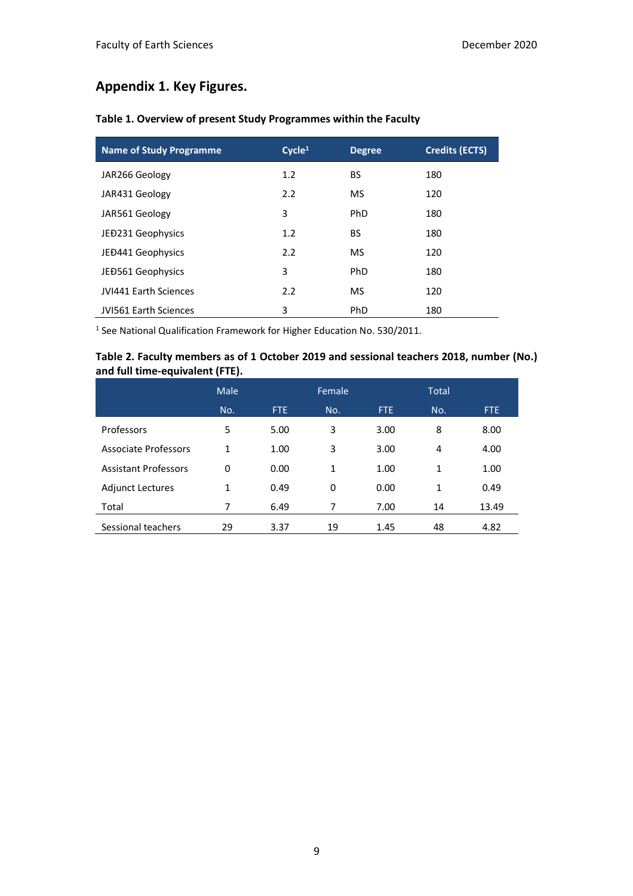## Appendix 1. Key Figures.

**Table 1. Overview of present Study Programmes within the Faculty**

| Name of Study Programme | Cycle[1] | Degree | Credits (ECTS) |
|---|---|---|---|
| JAR266 Geology | 1.2 | BS | 180 |
| JAR431 Geology | 2.2 | MS | 120 |
| JAR561 Geology | 3 | PhD | 180 |
| JEÐ231 Geophysics | 1.2 | BS | 180 |
| JEÐ441 Geophysics | 2.2 | MS | 120 |
| JEÐ561 Geophysics | 3 | PhD | 180 |
| JVI441 Earth Sciences | 2.2 | MS | 120 |
| JVI561 Earth Sciences | 3 | PhD | 180 |

[1] See National Qualification Framework for Higher Education No. 530/2011.

**Table 2. Faculty members as of 1 October 2019 and sessional teachers 2018, number (No.) and full time-equivalent (FTE).**

| | Male | | Female | | Total | |
|---|---|---|---|---|---|---|
| | No. | FTE | No. | FTE | No. | FTE |
| Professors | 5 | 5.00 | 3 | 3.00 | 8 | 8.00 |
| Associate Professors | 1 | 1.00 | 3 | 3.00 | 4 | 4.00 |
| Assistant Professors | 0 | 0.00 | 1 | 1.00 | 1 | 1.00 |
| Adjunct Lectures | 1 | 0.49 | 0 | 0.00 | 1 | 0.49 |
| Total | 7 | 6.49 | 7 | 7.00 | 14 | 13.49 |
| Sessional teachers | 29 | 3.37 | 19 | 1.45 | 48 | 4.82 |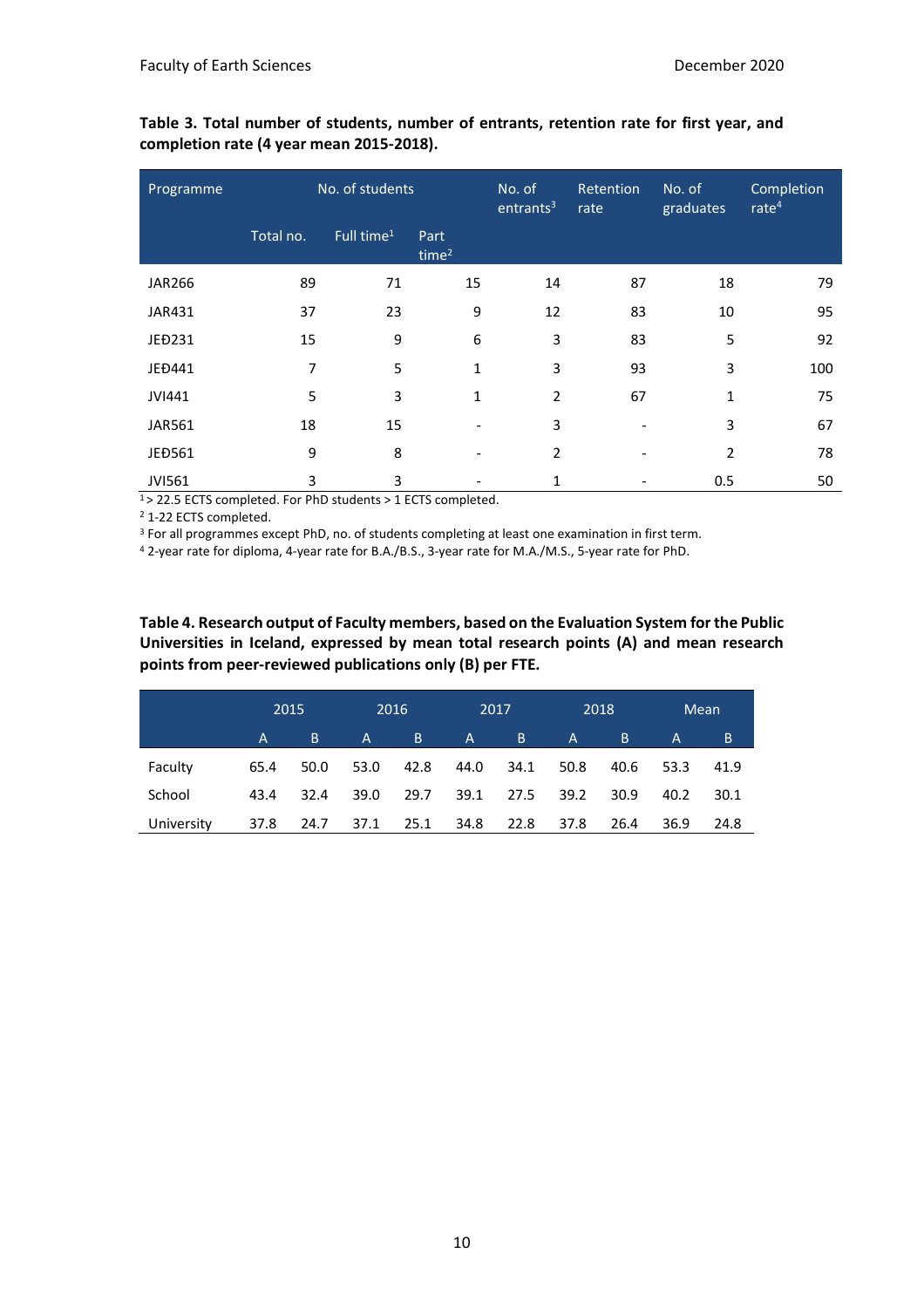**Table 3. Total number of students, number of entrants, retention rate for first year, and completion rate (4 year mean 2015-2018).**

| Programme | No. of students | | | No. of entrants[3] | Retention rate | No. of graduates | Completion rate[4] |
|---|---|---|---|---|---|---|---|
| | Total no. | Full time[1] | Part time[2] | | | | |
| JAR266 | 89 | 71 | 15 | 14 | 87 | 18 | 79 |
| JAR431 | 37 | 23 | 9 | 12 | 83 | 10 | 95 |
| JEÐ231 | 15 | 9 | 6 | 3 | 83 | 5 | 92 |
| JEÐ441 | 7 | 5 | 1 | 3 | 93 | 3 | 100 |
| JVI441 | 5 | 3 | 1 | 2 | 67 | 1 | 75 |
| JAR561 | 18 | 15 | - | 3 | - | 3 | 67 |
| JEÐ561 | 9 | 8 | - | 2 | - | 2 | 78 |
| JVI561 | 3 | 3 | - | 1 | - | 0.5 | 50 |

[1] > 22.5 ECTS completed. For PhD students > 1 ECTS completed.

[2] 1-22 ECTS completed.

[3] For all programmes except PhD, no. of students completing at least one examination in first term.

[4] 2-year rate for diploma, 4-year rate for B.A./B.S., 3-year rate for M.A./M.S., 5-year rate for PhD.

**Table 4. Research output of Faculty members, based on the Evaluation System for the Public Universities in Iceland, expressed by mean total research points (A) and mean research points from peer-reviewed publications only (B) per FTE.**

| | 2015 | | 2016 | | 2017 | | 2018 | | Mean | |
|---|---|---|---|---|---|---|---|---|---|---|
| | A | B | A | B | A | B | A | B | A | B |
| Faculty | 65.4 | 50.0 | 53.0 | 42.8 | 44.0 | 34.1 | 50.8 | 40.6 | 53.3 | 41.9 |
| School | 43.4 | 32.4 | 39.0 | 29.7 | 39.1 | 27.5 | 39.2 | 30.9 | 40.2 | 30.1 |
| University | 37.8 | 24.7 | 37.1 | 25.1 | 34.8 | 22.8 | 37.8 | 26.4 | 36.9 | 24.8 |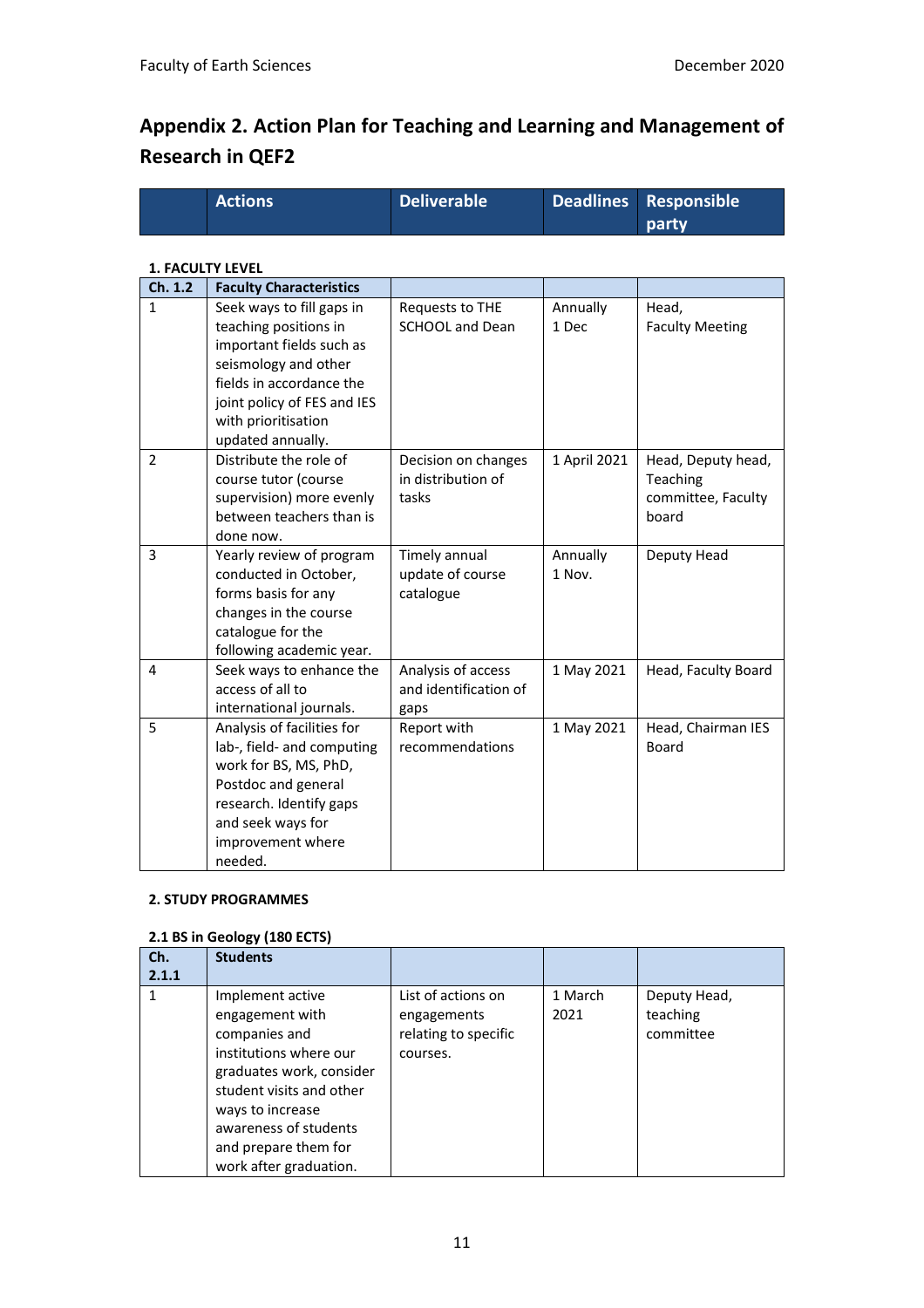## Appendix 2. Action Plan for Teaching and Learning and Management of Research in QEF2

| | Actions | Deliverable | Deadlines | Responsible party |
|---|---|---|---|---|

**1. FACULTY LEVEL**

| Ch. 1.2 | Faculty Characteristics | | | |
|---|---|---|---|---|
| 1 | Seek ways to fill gaps in teaching positions in important fields such as seismology and other fields in accordance the joint policy of FES and IES with prioritisation updated annually. | Requests to THE SCHOOL and Dean | Annually 1 Dec | Head, Faculty Meeting |
| 2 | Distribute the role of course tutor (course supervision) more evenly between teachers than is done now. | Decision on changes in distribution of tasks | 1 April 2021 | Head, Deputy head, Teaching committee, Faculty board |
| 3 | Yearly review of program conducted in October, forms basis for any changes in the course catalogue for the following academic year. | Timely annual update of course catalogue | Annually 1 Nov. | Deputy Head |
| 4 | Seek ways to enhance the access of all to international journals. | Analysis of access and identification of gaps | 1 May 2021 | Head, Faculty Board |
| 5 | Analysis of facilities for lab-, field- and computing work for BS, MS, PhD, Postdoc and general research. Identify gaps and seek ways for improvement where needed. | Report with recommendations | 1 May 2021 | Head, Chairman IES Board |

**2. STUDY PROGRAMMES**

**2.1 BS in Geology (180 ECTS)**

| Ch. 2.1.1 | Students | | | |
|---|---|---|---|---|
| 1 | Implement active engagement with companies and institutions where our graduates work, consider student visits and other ways to increase awareness of students and prepare them for work after graduation. | List of actions on engagements relating to specific courses. | 1 March 2021 | Deputy Head, teaching committee |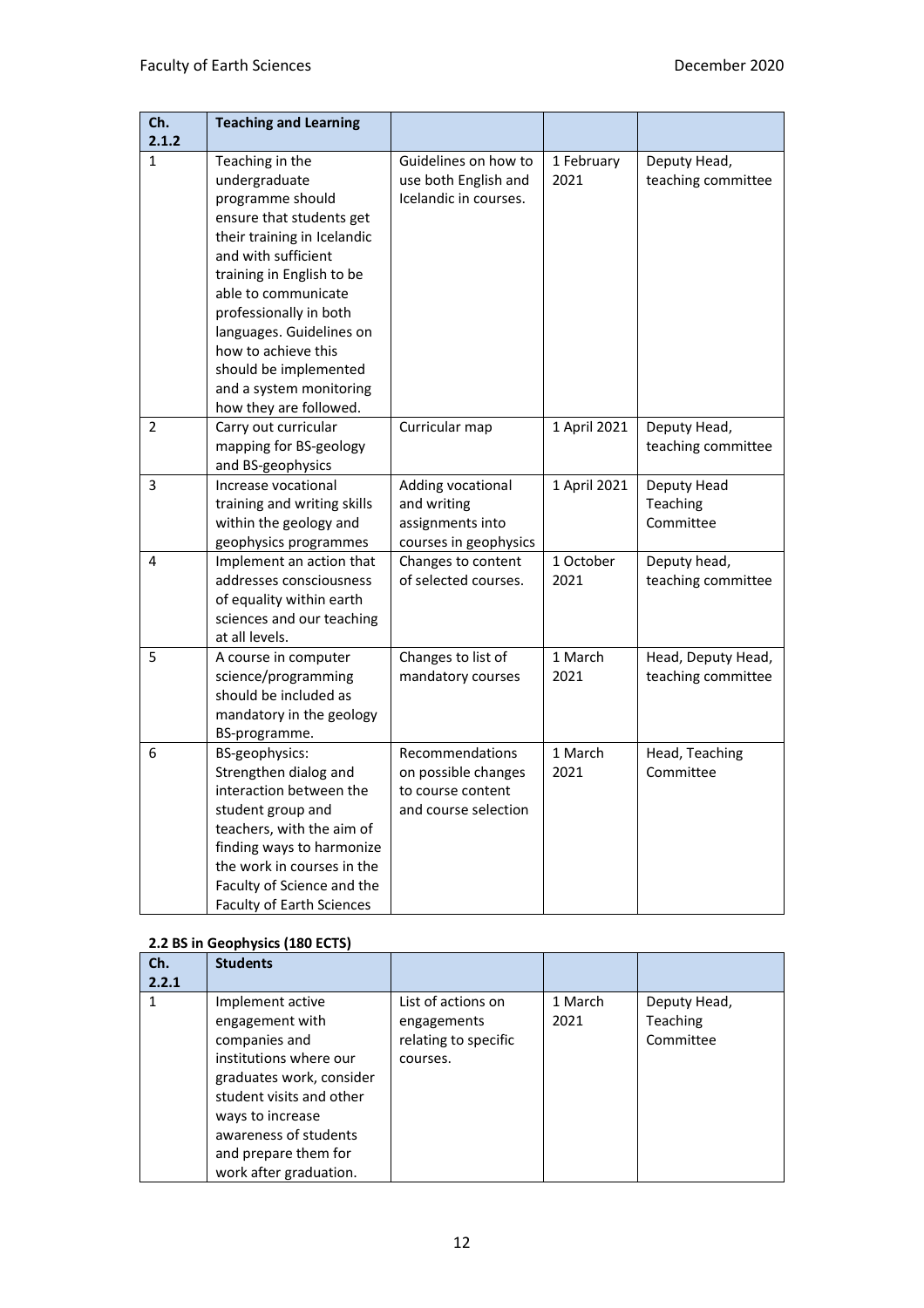| Ch. 2.1.2 | Teaching and Learning | | | |
|---|---|---|---|---|
| 1 | Teaching in the undergraduate programme should ensure that students get their training in Icelandic and with sufficient training in English to be able to communicate professionally in both languages. Guidelines on how to achieve this should be implemented and a system monitoring how they are followed. | Guidelines on how to use both English and Icelandic in courses. | 1 February 2021 | Deputy Head, teaching committee |
| 2 | Carry out curricular mapping for BS-geology and BS-geophysics | Curricular map | 1 April 2021 | Deputy Head, teaching committee |
| 3 | Increase vocational training and writing skills within the geology and geophysics programmes | Adding vocational and writing assignments into courses in geophysics | 1 April 2021 | Deputy Head Teaching Committee |
| 4 | Implement an action that addresses consciousness of equality within earth sciences and our teaching at all levels. | Changes to content of selected courses. | 1 October 2021 | Deputy head, teaching committee |
| 5 | A course in computer science/programming should be included as mandatory in the geology BS-programme. | Changes to list of mandatory courses | 1 March 2021 | Head, Deputy Head, teaching committee |
| 6 | BS-geophysics: Strengthen dialog and interaction between the student group and teachers, with the aim of finding ways to harmonize the work in courses in the Faculty of Science and the Faculty of Earth Sciences | Recommendations on possible changes to course content and course selection | 1 March 2021 | Head, Teaching Committee |

### 2.2 BS in Geophysics (180 ECTS)

| Ch. 2.2.1 | Students | | | |
|---|---|---|---|---|
| 1 | Implement active engagement with companies and institutions where our graduates work, consider student visits and other ways to increase awareness of students and prepare them for work after graduation. | List of actions on engagements relating to specific courses. | 1 March 2021 | Deputy Head, Teaching Committee |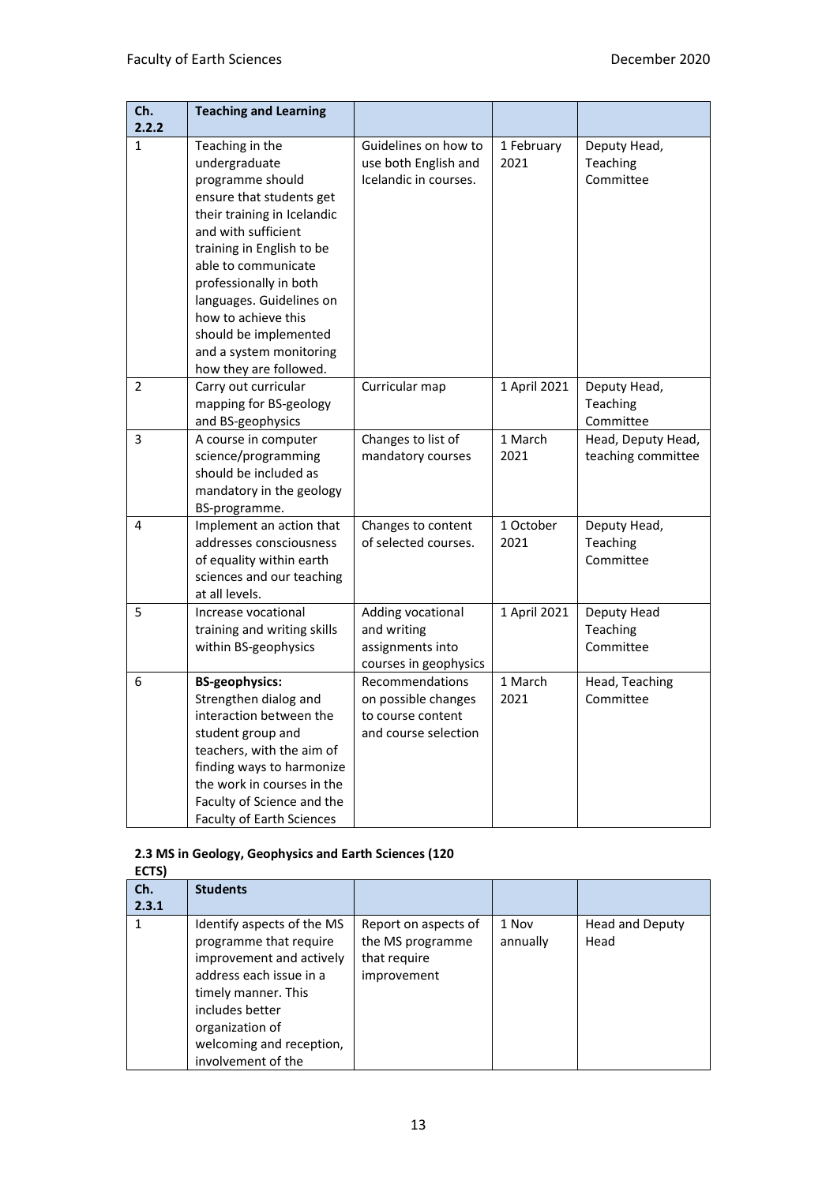| Ch. 2.2.2 | Teaching and Learning | | | |
|---|---|---|---|---|
| 1 | Teaching in the undergraduate programme should ensure that students get their training in Icelandic and with sufficient training in English to be able to communicate professionally in both languages. Guidelines on how to achieve this should be implemented and a system monitoring how they are followed. | Guidelines on how to use both English and Icelandic in courses. | 1 February 2021 | Deputy Head, Teaching Committee |
| 2 | Carry out curricular mapping for BS-geology and BS-geophysics | Curricular map | 1 April 2021 | Deputy Head, Teaching Committee |
| 3 | A course in computer science/programming should be included as mandatory in the geology BS-programme. | Changes to list of mandatory courses | 1 March 2021 | Head, Deputy Head, teaching committee |
| 4 | Implement an action that addresses consciousness of equality within earth sciences and our teaching at all levels. | Changes to content of selected courses. | 1 October 2021 | Deputy Head, Teaching Committee |
| 5 | Increase vocational training and writing skills within BS-geophysics | Adding vocational and writing assignments into courses in geophysics | 1 April 2021 | Deputy Head Teaching Committee |
| 6 | **BS-geophysics:** Strengthen dialog and interaction between the student group and teachers, with the aim of finding ways to harmonize the work in courses in the Faculty of Science and the Faculty of Earth Sciences | Recommendations on possible changes to course content and course selection | 1 March 2021 | Head, Teaching Committee |

### 2.3 MS in Geology, Geophysics and Earth Sciences (120 ECTS)

| Ch. 2.3.1 | Students | | | |
|---|---|---|---|---|
| 1 | Identify aspects of the MS programme that require improvement and actively address each issue in a timely manner. This includes better organization of welcoming and reception, involvement of the | Report on aspects of the MS programme that require improvement | 1 Nov annually | Head and Deputy Head |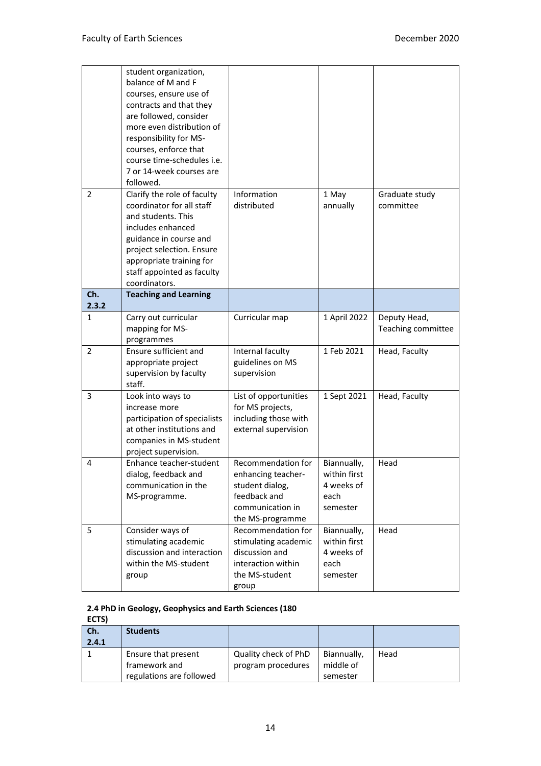| | | | | |
|---|---|---|---|---|
| | student organization, balance of M and F courses, ensure use of contracts and that they are followed, consider more even distribution of responsibility for MS-courses, enforce that course time-schedules i.e. 7 or 14-week courses are followed. | | | |
| 2 | Clarify the role of faculty coordinator for all staff and students. This includes enhanced guidance in course and project selection. Ensure appropriate training for staff appointed as faculty coordinators. | Information distributed | 1 May annually | Graduate study committee |
| **Ch. 2.3.2** | **Teaching and Learning** | | | |
| 1 | Carry out curricular mapping for MS-programmes | Curricular map | 1 April 2022 | Deputy Head, Teaching committee |
| 2 | Ensure sufficient and appropriate project supervision by faculty staff. | Internal faculty guidelines on MS supervision | 1 Feb 2021 | Head, Faculty |
| 3 | Look into ways to increase more participation of specialists at other institutions and companies in MS-student project supervision. | List of opportunities for MS projects, including those with external supervision | 1 Sept 2021 | Head, Faculty |
| 4 | Enhance teacher-student dialog, feedback and communication in the MS-programme. | Recommendation for enhancing teacher-student dialog, feedback and communication in the MS-programme | Biannually, within first 4 weeks of each semester | Head |
| 5 | Consider ways of stimulating academic discussion and interaction within the MS-student group | Recommendation for stimulating academic discussion and interaction within the MS-student group | Biannually, within first 4 weeks of each semester | Head |

**2.4 PhD in Geology, Geophysics and Earth Sciences (180 ECTS)**

| **Ch. 2.4.1** | **Students** | | | |
|---|---|---|---|---|
| 1 | Ensure that present framework and regulations are followed | Quality check of PhD program procedures | Biannually, middle of semester | Head |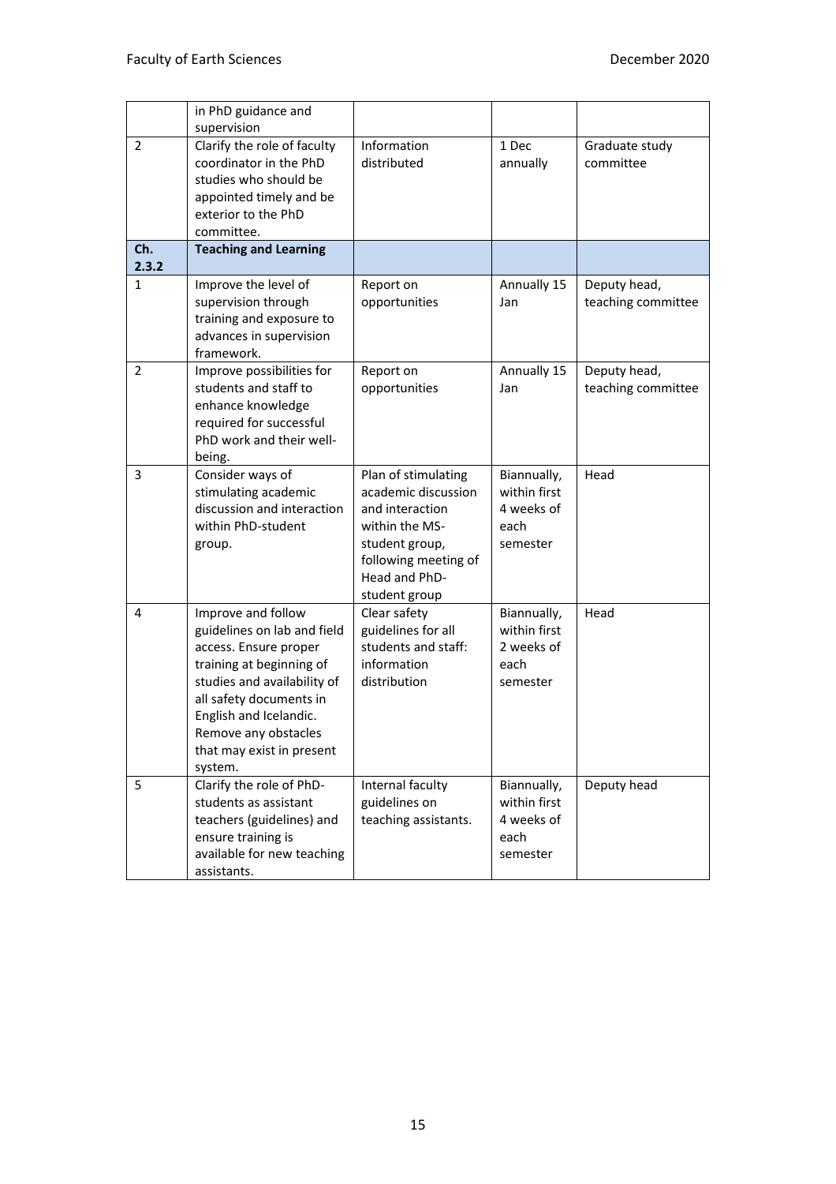| | | | | |
|---|---|---|---|---|
| | in PhD guidance and supervision | | | |
| 2 | Clarify the role of faculty coordinator in the PhD studies who should be appointed timely and be exterior to the PhD committee. | Information distributed | 1 Dec annually | Graduate study committee |
| **Ch. 2.3.2** | **Teaching and Learning** | | | |
| 1 | Improve the level of supervision through training and exposure to advances in supervision framework. | Report on opportunities | Annually 15 Jan | Deputy head, teaching committee |
| 2 | Improve possibilities for students and staff to enhance knowledge required for successful PhD work and their well-being. | Report on opportunities | Annually 15 Jan | Deputy head, teaching committee |
| 3 | Consider ways of stimulating academic discussion and interaction within PhD-student group. | Plan of stimulating academic discussion and interaction within the MS-student group, following meeting of Head and PhD-student group | Biannually, within first 4 weeks of each semester | Head |
| 4 | Improve and follow guidelines on lab and field access. Ensure proper training at beginning of studies and availability of all safety documents in English and Icelandic. Remove any obstacles that may exist in present system. | Clear safety guidelines for all students and staff: information distribution | Biannually, within first 2 weeks of each semester | Head |
| 5 | Clarify the role of PhD-students as assistant teachers (guidelines) and ensure training is available for new teaching assistants. | Internal faculty guidelines on teaching assistants. | Biannually, within first 4 weeks of each semester | Deputy head |